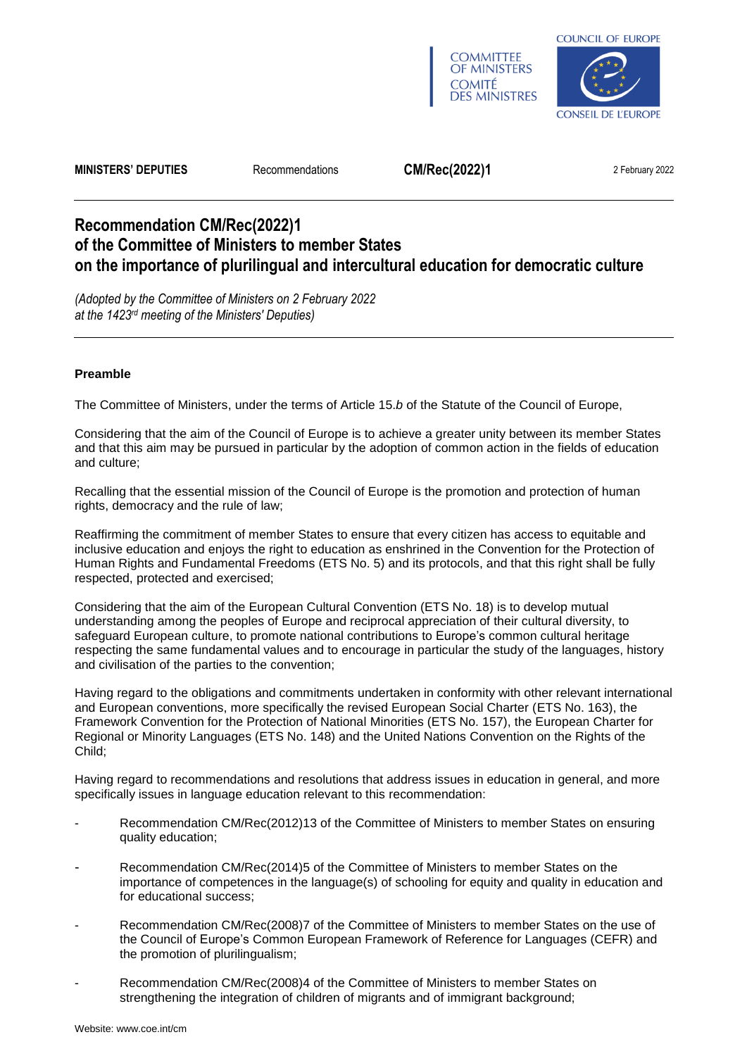COMMITTEE OF MINISTERS
COMITÉ DES MINISTRES

COUNCIL OF EUROPE
CONSEIL DE L'EUROPE

**MINISTERS' DEPUTIES** Recommendations **CM/Rec(2022)1** 2 February 2022

# Recommendation CM/Rec(2022)1 of the Committee of Ministers to member States on the importance of plurilingual and intercultural education for democratic culture

*(Adopted by the Committee of Ministers on 2 February 2022 at the 1423rd meeting of the Ministers' Deputies)*

## Preamble

The Committee of Ministers, under the terms of Article 15.*b* of the Statute of the Council of Europe,

Considering that the aim of the Council of Europe is to achieve a greater unity between its member States and that this aim may be pursued in particular by the adoption of common action in the fields of education and culture;

Recalling that the essential mission of the Council of Europe is the promotion and protection of human rights, democracy and the rule of law;

Reaffirming the commitment of member States to ensure that every citizen has access to equitable and inclusive education and enjoys the right to education as enshrined in the Convention for the Protection of Human Rights and Fundamental Freedoms (ETS No. 5) and its protocols, and that this right shall be fully respected, protected and exercised;

Considering that the aim of the European Cultural Convention (ETS No. 18) is to develop mutual understanding among the peoples of Europe and reciprocal appreciation of their cultural diversity, to safeguard European culture, to promote national contributions to Europe's common cultural heritage respecting the same fundamental values and to encourage in particular the study of the languages, history and civilisation of the parties to the convention;

Having regard to the obligations and commitments undertaken in conformity with other relevant international and European conventions, more specifically the revised European Social Charter (ETS No. 163), the Framework Convention for the Protection of National Minorities (ETS No. 157), the European Charter for Regional or Minority Languages (ETS No. 148) and the United Nations Convention on the Rights of the Child;

Having regard to recommendations and resolutions that address issues in education in general, and more specifically issues in language education relevant to this recommendation:

- Recommendation CM/Rec(2012)13 of the Committee of Ministers to member States on ensuring quality education;
- Recommendation CM/Rec(2014)5 of the Committee of Ministers to member States on the importance of competences in the language(s) of schooling for equity and quality in education and for educational success;
- Recommendation CM/Rec(2008)7 of the Committee of Ministers to member States on the use of the Council of Europe's Common European Framework of Reference for Languages (CEFR) and the promotion of plurilingualism;
- Recommendation CM/Rec(2008)4 of the Committee of Ministers to member States on strengthening the integration of children of migrants and of immigrant background;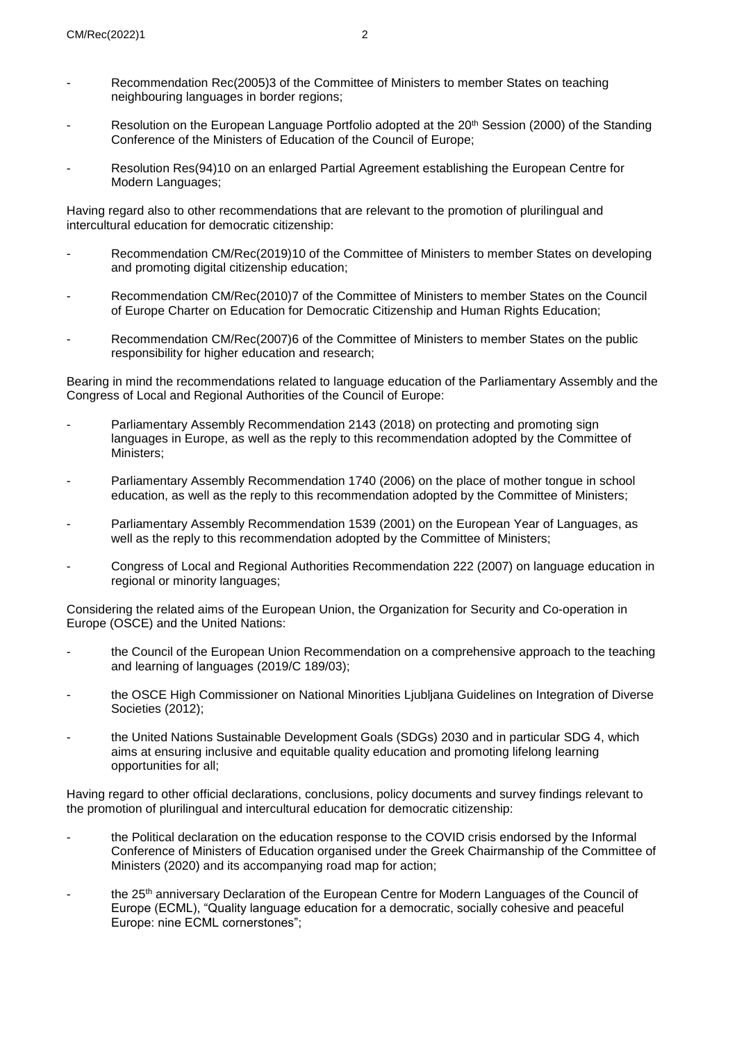- Recommendation Rec(2005)3 of the Committee of Ministers to member States on teaching neighbouring languages in border regions;
- Resolution on the European Language Portfolio adopted at the 20th Session (2000) of the Standing Conference of the Ministers of Education of the Council of Europe;
- Resolution Res(94)10 on an enlarged Partial Agreement establishing the European Centre for Modern Languages;

Having regard also to other recommendations that are relevant to the promotion of plurilingual and intercultural education for democratic citizenship:

- Recommendation CM/Rec(2019)10 of the Committee of Ministers to member States on developing and promoting digital citizenship education;
- Recommendation CM/Rec(2010)7 of the Committee of Ministers to member States on the Council of Europe Charter on Education for Democratic Citizenship and Human Rights Education;
- Recommendation CM/Rec(2007)6 of the Committee of Ministers to member States on the public responsibility for higher education and research;

Bearing in mind the recommendations related to language education of the Parliamentary Assembly and the Congress of Local and Regional Authorities of the Council of Europe:

- Parliamentary Assembly Recommendation 2143 (2018) on protecting and promoting sign languages in Europe, as well as the reply to this recommendation adopted by the Committee of Ministers;
- Parliamentary Assembly Recommendation 1740 (2006) on the place of mother tongue in school education, as well as the reply to this recommendation adopted by the Committee of Ministers;
- Parliamentary Assembly Recommendation 1539 (2001) on the European Year of Languages, as well as the reply to this recommendation adopted by the Committee of Ministers;
- Congress of Local and Regional Authorities Recommendation 222 (2007) on language education in regional or minority languages;

Considering the related aims of the European Union, the Organization for Security and Co-operation in Europe (OSCE) and the United Nations:

- the Council of the European Union Recommendation on a comprehensive approach to the teaching and learning of languages (2019/C 189/03);
- the OSCE High Commissioner on National Minorities Ljubljana Guidelines on Integration of Diverse Societies (2012);
- the United Nations Sustainable Development Goals (SDGs) 2030 and in particular SDG 4, which aims at ensuring inclusive and equitable quality education and promoting lifelong learning opportunities for all;

Having regard to other official declarations, conclusions, policy documents and survey findings relevant to the promotion of plurilingual and intercultural education for democratic citizenship:

- the Political declaration on the education response to the COVID crisis endorsed by the Informal Conference of Ministers of Education organised under the Greek Chairmanship of the Committee of Ministers (2020) and its accompanying road map for action;
- the 25th anniversary Declaration of the European Centre for Modern Languages of the Council of Europe (ECML), "Quality language education for a democratic, socially cohesive and peaceful Europe: nine ECML cornerstones";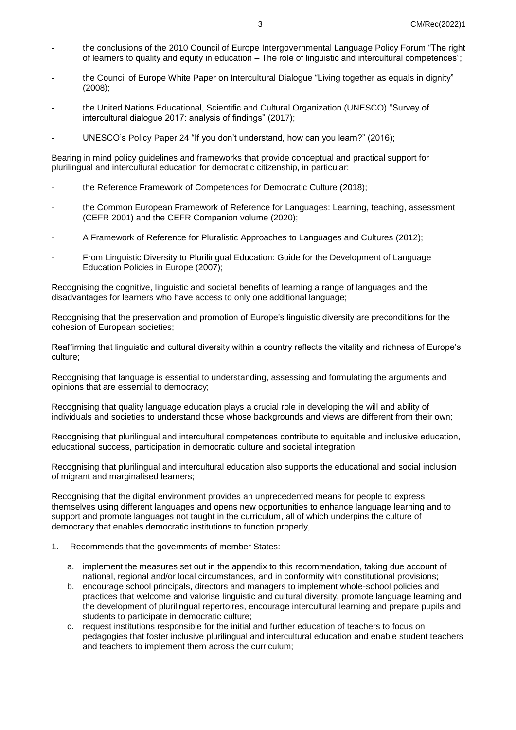- the conclusions of the 2010 Council of Europe Intergovernmental Language Policy Forum "The right of learners to quality and equity in education – The role of linguistic and intercultural competences";

- the Council of Europe White Paper on Intercultural Dialogue "Living together as equals in dignity" (2008);

- the United Nations Educational, Scientific and Cultural Organization (UNESCO) "Survey of intercultural dialogue 2017: analysis of findings" (2017);

- UNESCO's Policy Paper 24 "If you don't understand, how can you learn?" (2016);

Bearing in mind policy guidelines and frameworks that provide conceptual and practical support for plurilingual and intercultural education for democratic citizenship, in particular:

- the Reference Framework of Competences for Democratic Culture (2018);

- the Common European Framework of Reference for Languages: Learning, teaching, assessment (CEFR 2001) and the CEFR Companion volume (2020);

- A Framework of Reference for Pluralistic Approaches to Languages and Cultures (2012);

- From Linguistic Diversity to Plurilingual Education: Guide for the Development of Language Education Policies in Europe (2007);

Recognising the cognitive, linguistic and societal benefits of learning a range of languages and the disadvantages for learners who have access to only one additional language;

Recognising that the preservation and promotion of Europe's linguistic diversity are preconditions for the cohesion of European societies;

Reaffirming that linguistic and cultural diversity within a country reflects the vitality and richness of Europe's culture;

Recognising that language is essential to understanding, assessing and formulating the arguments and opinions that are essential to democracy;

Recognising that quality language education plays a crucial role in developing the will and ability of individuals and societies to understand those whose backgrounds and views are different from their own;

Recognising that plurilingual and intercultural competences contribute to equitable and inclusive education, educational success, participation in democratic culture and societal integration;

Recognising that plurilingual and intercultural education also supports the educational and social inclusion of migrant and marginalised learners;

Recognising that the digital environment provides an unprecedented means for people to express themselves using different languages and opens new opportunities to enhance language learning and to support and promote languages not taught in the curriculum, all of which underpins the culture of democracy that enables democratic institutions to function properly,

1. Recommends that the governments of member States:

   a. implement the measures set out in the appendix to this recommendation, taking due account of national, regional and/or local circumstances, and in conformity with constitutional provisions;
   b. encourage school principals, directors and managers to implement whole-school policies and practices that welcome and valorise linguistic and cultural diversity, promote language learning and the development of plurilingual repertoires, encourage intercultural learning and prepare pupils and students to participate in democratic culture;
   c. request institutions responsible for the initial and further education of teachers to focus on pedagogies that foster inclusive plurilingual and intercultural education and enable student teachers and teachers to implement them across the curriculum;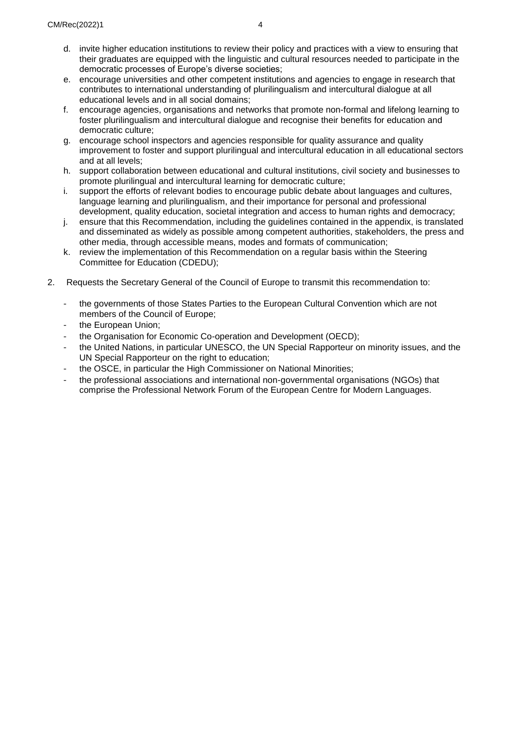d. invite higher education institutions to review their policy and practices with a view to ensuring that their graduates are equipped with the linguistic and cultural resources needed to participate in the democratic processes of Europe's diverse societies;
e. encourage universities and other competent institutions and agencies to engage in research that contributes to international understanding of plurilingualism and intercultural dialogue at all educational levels and in all social domains;
f. encourage agencies, organisations and networks that promote non-formal and lifelong learning to foster plurilingualism and intercultural dialogue and recognise their benefits for education and democratic culture;
g. encourage school inspectors and agencies responsible for quality assurance and quality improvement to foster and support plurilingual and intercultural education in all educational sectors and at all levels;
h. support collaboration between educational and cultural institutions, civil society and businesses to promote plurilingual and intercultural learning for democratic culture;
i. support the efforts of relevant bodies to encourage public debate about languages and cultures, language learning and plurilingualism, and their importance for personal and professional development, quality education, societal integration and access to human rights and democracy;
j. ensure that this Recommendation, including the guidelines contained in the appendix, is translated and disseminated as widely as possible among competent authorities, stakeholders, the press and other media, through accessible means, modes and formats of communication;
k. review the implementation of this Recommendation on a regular basis within the Steering Committee for Education (CDEDU);

2. Requests the Secretary General of the Council of Europe to transmit this recommendation to:

- the governments of those States Parties to the European Cultural Convention which are not members of the Council of Europe;
- the European Union;
- the Organisation for Economic Co-operation and Development (OECD);
- the United Nations, in particular UNESCO, the UN Special Rapporteur on minority issues, and the UN Special Rapporteur on the right to education;
- the OSCE, in particular the High Commissioner on National Minorities;
- the professional associations and international non-governmental organisations (NGOs) that comprise the Professional Network Forum of the European Centre for Modern Languages.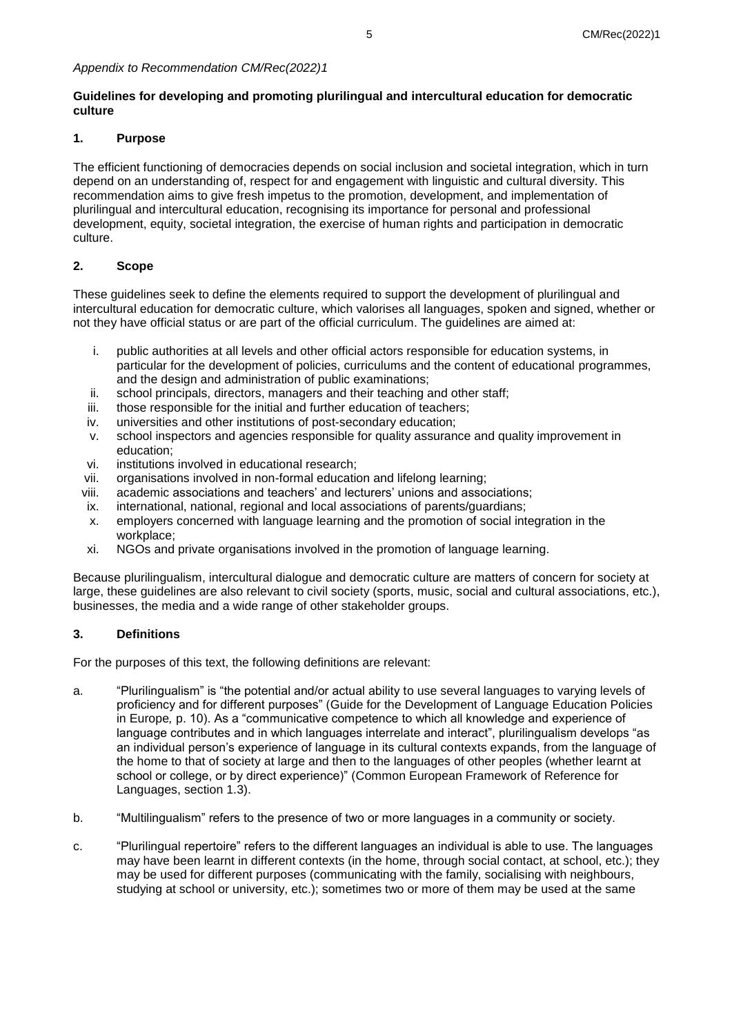*Appendix to Recommendation CM/Rec(2022)1*

**Guidelines for developing and promoting plurilingual and intercultural education for democratic culture**

## 1. Purpose

The efficient functioning of democracies depends on social inclusion and societal integration, which in turn depend on an understanding of, respect for and engagement with linguistic and cultural diversity. This recommendation aims to give fresh impetus to the promotion, development, and implementation of plurilingual and intercultural education, recognising its importance for personal and professional development, equity, societal integration, the exercise of human rights and participation in democratic culture.

## 2. Scope

These guidelines seek to define the elements required to support the development of plurilingual and intercultural education for democratic culture, which valorises all languages, spoken and signed, whether or not they have official status or are part of the official curriculum. The guidelines are aimed at:

i. public authorities at all levels and other official actors responsible for education systems, in particular for the development of policies, curriculums and the content of educational programmes, and the design and administration of public examinations;
ii. school principals, directors, managers and their teaching and other staff;
iii. those responsible for the initial and further education of teachers;
iv. universities and other institutions of post-secondary education;
v. school inspectors and agencies responsible for quality assurance and quality improvement in education;
vi. institutions involved in educational research;
vii. organisations involved in non-formal education and lifelong learning;
viii. academic associations and teachers' and lecturers' unions and associations;
ix. international, national, regional and local associations of parents/guardians;
x. employers concerned with language learning and the promotion of social integration in the workplace;
xi. NGOs and private organisations involved in the promotion of language learning.

Because plurilingualism, intercultural dialogue and democratic culture are matters of concern for society at large, these guidelines are also relevant to civil society (sports, music, social and cultural associations, etc.), businesses, the media and a wide range of other stakeholder groups.

## 3. Definitions

For the purposes of this text, the following definitions are relevant:

a. "Plurilingualism" is "the potential and/or actual ability to use several languages to varying levels of proficiency and for different purposes" (Guide for the Development of Language Education Policies in Europe*,* p. 10). As a "communicative competence to which all knowledge and experience of language contributes and in which languages interrelate and interact", plurilingualism develops "as an individual person's experience of language in its cultural contexts expands, from the language of the home to that of society at large and then to the languages of other peoples (whether learnt at school or college, or by direct experience)" (Common European Framework of Reference for Languages, section 1.3).

b. "Multilingualism" refers to the presence of two or more languages in a community or society.

c. "Plurilingual repertoire" refers to the different languages an individual is able to use. The languages may have been learnt in different contexts (in the home, through social contact, at school, etc.); they may be used for different purposes (communicating with the family, socialising with neighbours, studying at school or university, etc.); sometimes two or more of them may be used at the same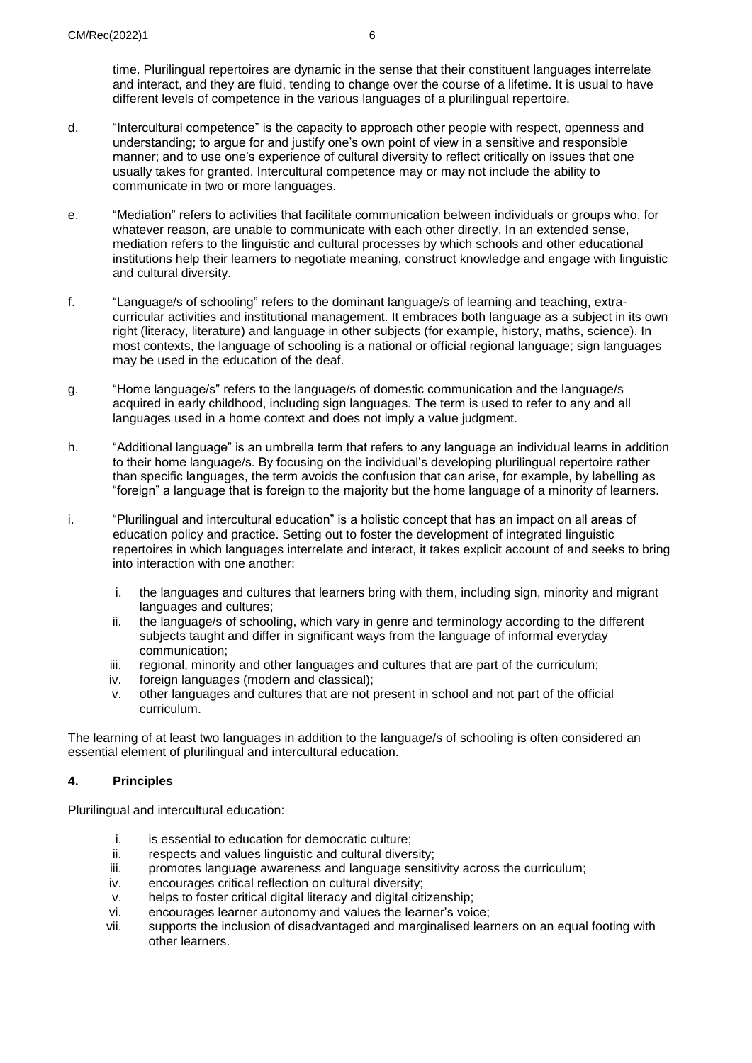time. Plurilingual repertoires are dynamic in the sense that their constituent languages interrelate and interact, and they are fluid, tending to change over the course of a lifetime. It is usual to have different levels of competence in the various languages of a plurilingual repertoire.

d. "Intercultural competence" is the capacity to approach other people with respect, openness and understanding; to argue for and justify one's own point of view in a sensitive and responsible manner; and to use one's experience of cultural diversity to reflect critically on issues that one usually takes for granted. Intercultural competence may or may not include the ability to communicate in two or more languages.

e. "Mediation" refers to activities that facilitate communication between individuals or groups who, for whatever reason, are unable to communicate with each other directly. In an extended sense, mediation refers to the linguistic and cultural processes by which schools and other educational institutions help their learners to negotiate meaning, construct knowledge and engage with linguistic and cultural diversity.

f. "Language/s of schooling" refers to the dominant language/s of learning and teaching, extra-curricular activities and institutional management. It embraces both language as a subject in its own right (literacy, literature) and language in other subjects (for example, history, maths, science). In most contexts, the language of schooling is a national or official regional language; sign languages may be used in the education of the deaf.

g. "Home language/s" refers to the language/s of domestic communication and the language/s acquired in early childhood, including sign languages. The term is used to refer to any and all languages used in a home context and does not imply a value judgment.

h. "Additional language" is an umbrella term that refers to any language an individual learns in addition to their home language/s. By focusing on the individual's developing plurilingual repertoire rather than specific languages, the term avoids the confusion that can arise, for example, by labelling as "foreign" a language that is foreign to the majority but the home language of a minority of learners.

i. "Plurilingual and intercultural education" is a holistic concept that has an impact on all areas of education policy and practice. Setting out to foster the development of integrated linguistic repertoires in which languages interrelate and interact, it takes explicit account of and seeks to bring into interaction with one another:

   i. the languages and cultures that learners bring with them, including sign, minority and migrant languages and cultures;
   ii. the language/s of schooling, which vary in genre and terminology according to the different subjects taught and differ in significant ways from the language of informal everyday communication;
   iii. regional, minority and other languages and cultures that are part of the curriculum;
   iv. foreign languages (modern and classical);
   v. other languages and cultures that are not present in school and not part of the official curriculum.

The learning of at least two languages in addition to the language/s of schooling is often considered an essential element of plurilingual and intercultural education.

### 4. Principles

Plurilingual and intercultural education:

i. is essential to education for democratic culture;
ii. respects and values linguistic and cultural diversity;
iii. promotes language awareness and language sensitivity across the curriculum;
iv. encourages critical reflection on cultural diversity;
v. helps to foster critical digital literacy and digital citizenship;
vi. encourages learner autonomy and values the learner's voice;
vii. supports the inclusion of disadvantaged and marginalised learners on an equal footing with other learners.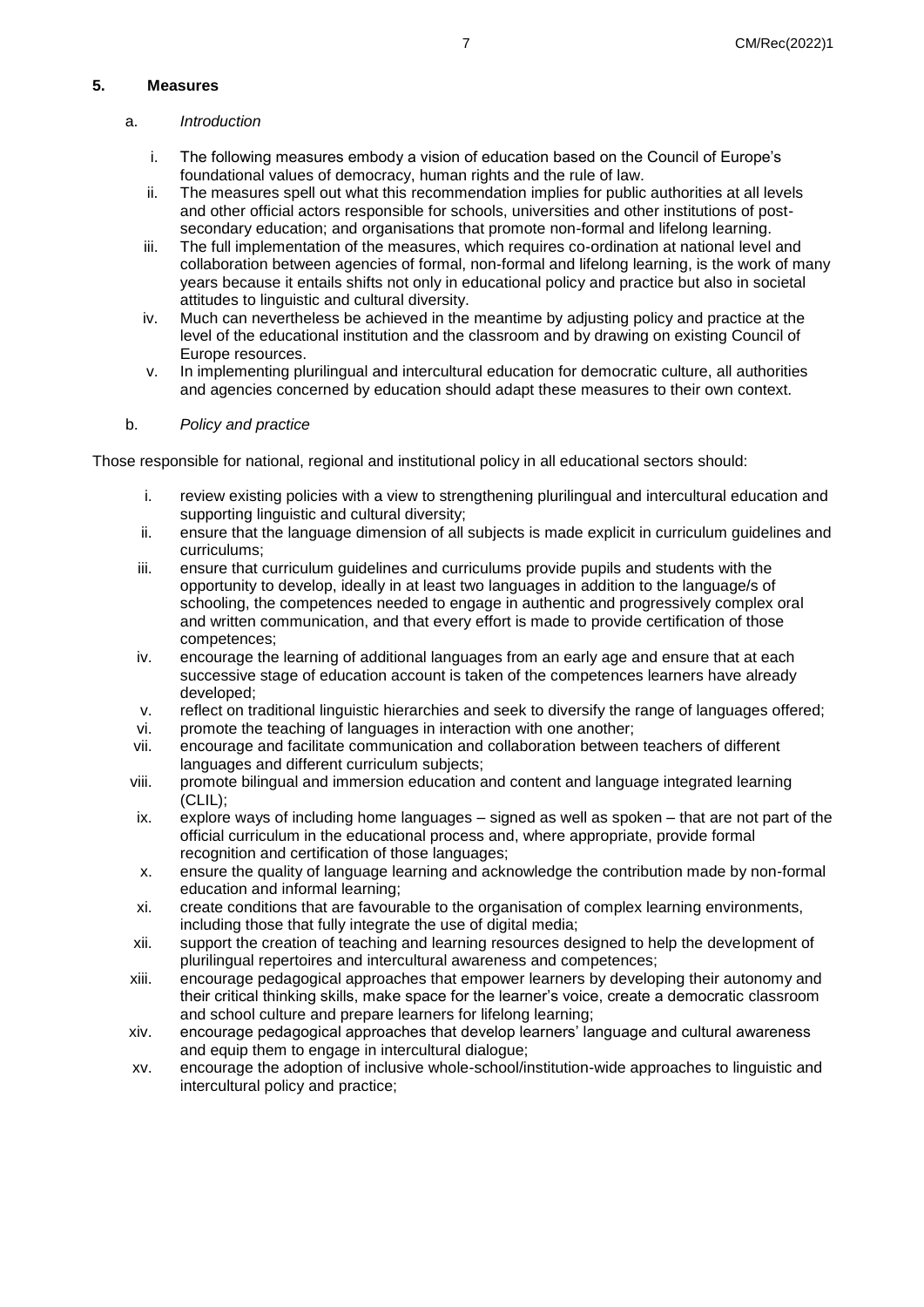## 5. Measures

### a. *Introduction*

i. The following measures embody a vision of education based on the Council of Europe's foundational values of democracy, human rights and the rule of law.
ii. The measures spell out what this recommendation implies for public authorities at all levels and other official actors responsible for schools, universities and other institutions of post-secondary education; and organisations that promote non-formal and lifelong learning.
iii. The full implementation of the measures, which requires co-ordination at national level and collaboration between agencies of formal, non-formal and lifelong learning, is the work of many years because it entails shifts not only in educational policy and practice but also in societal attitudes to linguistic and cultural diversity.
iv. Much can nevertheless be achieved in the meantime by adjusting policy and practice at the level of the educational institution and the classroom and by drawing on existing Council of Europe resources.
v. In implementing plurilingual and intercultural education for democratic culture, all authorities and agencies concerned by education should adapt these measures to their own context.

### b. *Policy and practice*

Those responsible for national, regional and institutional policy in all educational sectors should:

i. review existing policies with a view to strengthening plurilingual and intercultural education and supporting linguistic and cultural diversity;
ii. ensure that the language dimension of all subjects is made explicit in curriculum guidelines and curriculums;
iii. ensure that curriculum guidelines and curriculums provide pupils and students with the opportunity to develop, ideally in at least two languages in addition to the language/s of schooling, the competences needed to engage in authentic and progressively complex oral and written communication, and that every effort is made to provide certification of those competences;
iv. encourage the learning of additional languages from an early age and ensure that at each successive stage of education account is taken of the competences learners have already developed;
v. reflect on traditional linguistic hierarchies and seek to diversify the range of languages offered;
vi. promote the teaching of languages in interaction with one another;
vii. encourage and facilitate communication and collaboration between teachers of different languages and different curriculum subjects;
viii. promote bilingual and immersion education and content and language integrated learning (CLIL);
ix. explore ways of including home languages – signed as well as spoken – that are not part of the official curriculum in the educational process and, where appropriate, provide formal recognition and certification of those languages;
x. ensure the quality of language learning and acknowledge the contribution made by non-formal education and informal learning;
xi. create conditions that are favourable to the organisation of complex learning environments, including those that fully integrate the use of digital media;
xii. support the creation of teaching and learning resources designed to help the development of plurilingual repertoires and intercultural awareness and competences;
xiii. encourage pedagogical approaches that empower learners by developing their autonomy and their critical thinking skills, make space for the learner's voice, create a democratic classroom and school culture and prepare learners for lifelong learning;
xiv. encourage pedagogical approaches that develop learners' language and cultural awareness and equip them to engage in intercultural dialogue;
xv. encourage the adoption of inclusive whole-school/institution-wide approaches to linguistic and intercultural policy and practice;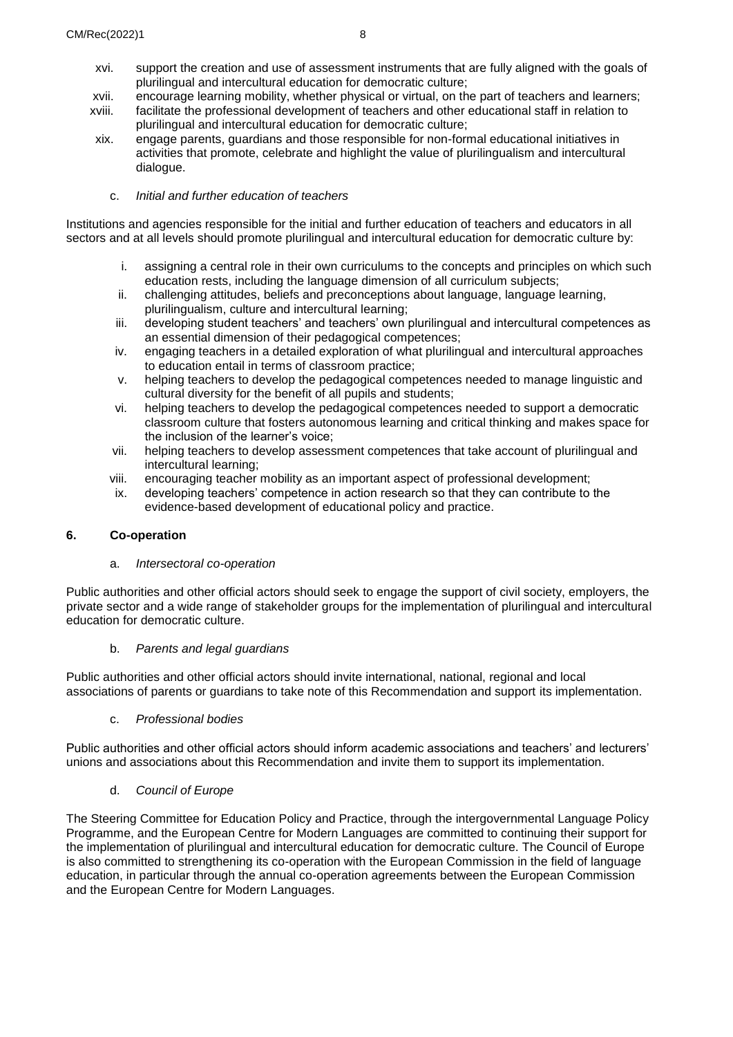xvi. support the creation and use of assessment instruments that are fully aligned with the goals of plurilingual and intercultural education for democratic culture;

xvii. encourage learning mobility, whether physical or virtual, on the part of teachers and learners;

xviii. facilitate the professional development of teachers and other educational staff in relation to plurilingual and intercultural education for democratic culture;

xix. engage parents, guardians and those responsible for non-formal educational initiatives in activities that promote, celebrate and highlight the value of plurilingualism and intercultural dialogue.

c. *Initial and further education of teachers*

Institutions and agencies responsible for the initial and further education of teachers and educators in all sectors and at all levels should promote plurilingual and intercultural education for democratic culture by:

i. assigning a central role in their own curriculums to the concepts and principles on which such education rests, including the language dimension of all curriculum subjects;

ii. challenging attitudes, beliefs and preconceptions about language, language learning, plurilingualism, culture and intercultural learning;

iii. developing student teachers' and teachers' own plurilingual and intercultural competences as an essential dimension of their pedagogical competences;

iv. engaging teachers in a detailed exploration of what plurilingual and intercultural approaches to education entail in terms of classroom practice;

v. helping teachers to develop the pedagogical competences needed to manage linguistic and cultural diversity for the benefit of all pupils and students;

vi. helping teachers to develop the pedagogical competences needed to support a democratic classroom culture that fosters autonomous learning and critical thinking and makes space for the inclusion of the learner's voice;

vii. helping teachers to develop assessment competences that take account of plurilingual and intercultural learning;

viii. encouraging teacher mobility as an important aspect of professional development;

ix. developing teachers' competence in action research so that they can contribute to the evidence-based development of educational policy and practice.

## 6. Co-operation

a. *Intersectoral co-operation*

Public authorities and other official actors should seek to engage the support of civil society, employers, the private sector and a wide range of stakeholder groups for the implementation of plurilingual and intercultural education for democratic culture.

b. *Parents and legal guardians*

Public authorities and other official actors should invite international, national, regional and local associations of parents or guardians to take note of this Recommendation and support its implementation.

c. *Professional bodies*

Public authorities and other official actors should inform academic associations and teachers' and lecturers' unions and associations about this Recommendation and invite them to support its implementation.

d. *Council of Europe*

The Steering Committee for Education Policy and Practice, through the intergovernmental Language Policy Programme, and the European Centre for Modern Languages are committed to continuing their support for the implementation of plurilingual and intercultural education for democratic culture. The Council of Europe is also committed to strengthening its co-operation with the European Commission in the field of language education, in particular through the annual co-operation agreements between the European Commission and the European Centre for Modern Languages.